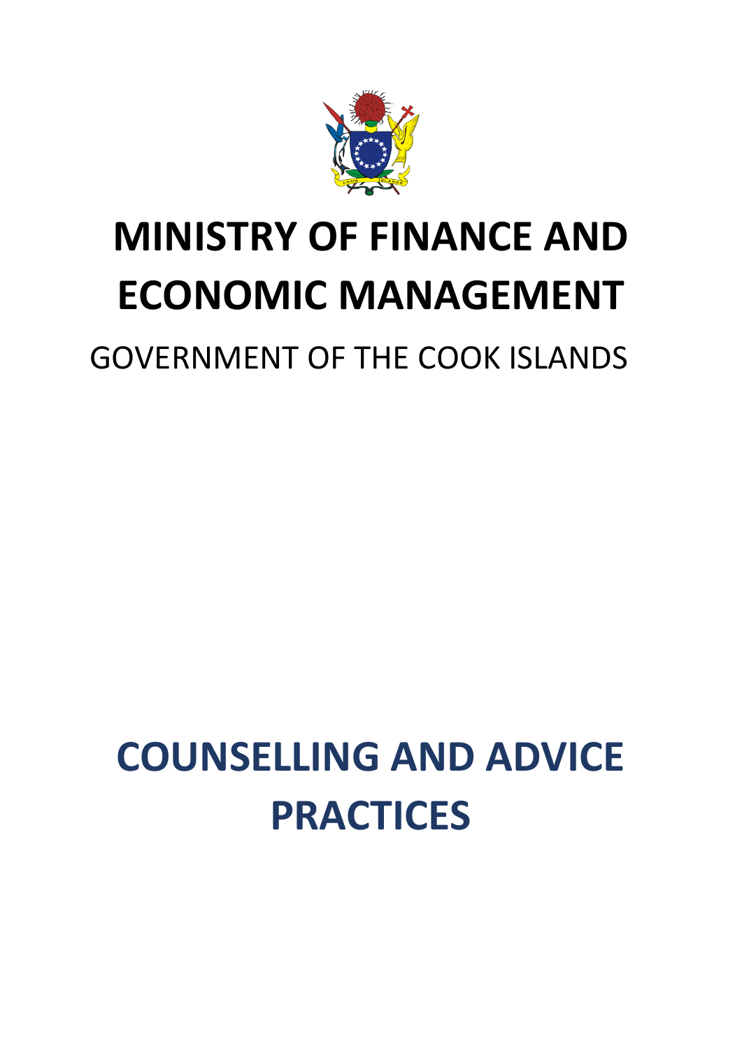# MINISTRY OF FINANCE AND ECONOMIC MANAGEMENT

GOVERNMENT OF THE COOK ISLANDS

# COUNSELLING AND ADVICE PRACTICES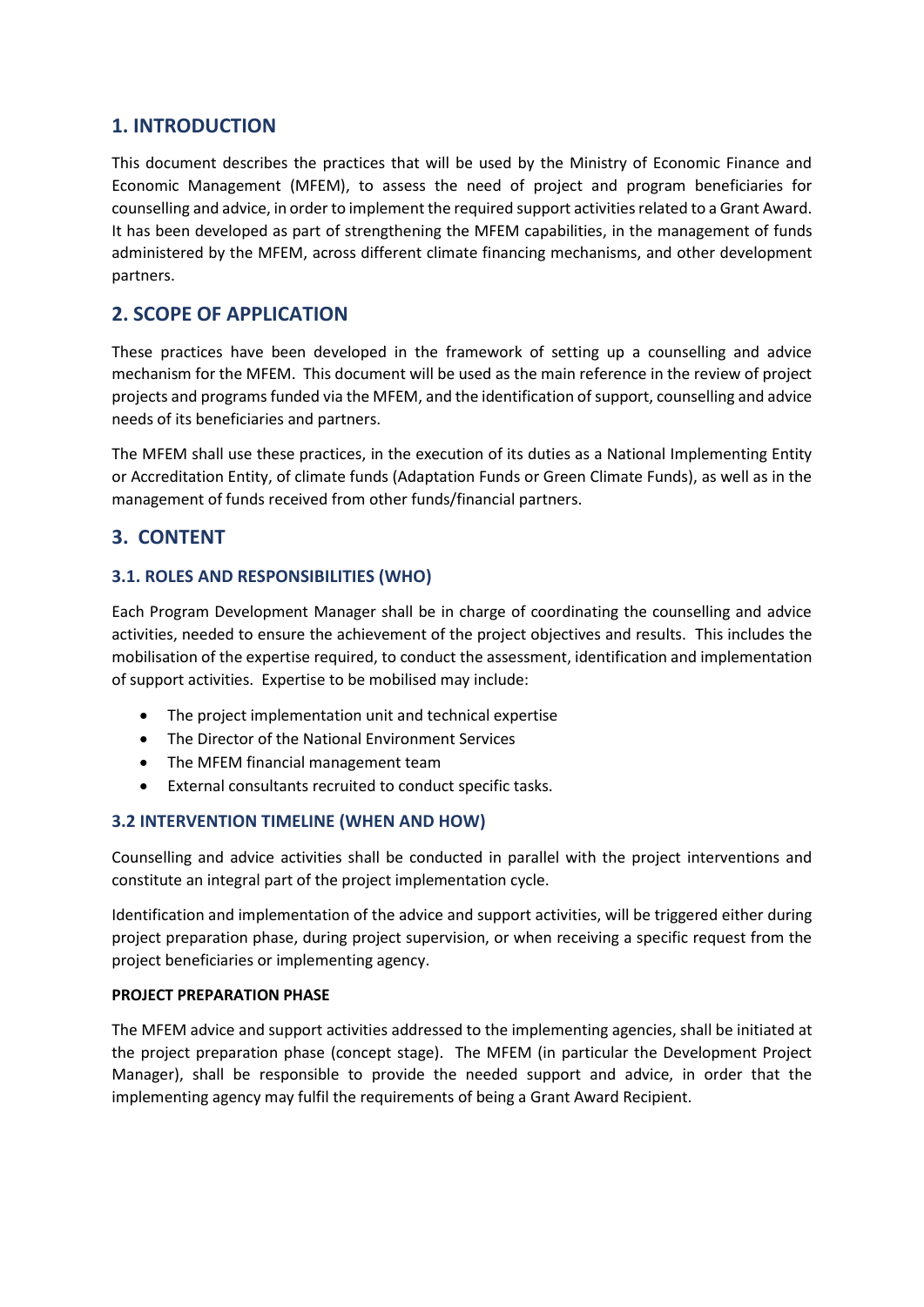## 1. INTRODUCTION

This document describes the practices that will be used by the Ministry of Economic Finance and Economic Management (MFEM), to assess the need of project and program beneficiaries for counselling and advice, in order to implement the required support activities related to a Grant Award. It has been developed as part of strengthening the MFEM capabilities, in the management of funds administered by the MFEM, across different climate financing mechanisms, and other development partners.

## 2. SCOPE OF APPLICATION

These practices have been developed in the framework of setting up a counselling and advice mechanism for the MFEM. This document will be used as the main reference in the review of project projects and programs funded via the MFEM, and the identification of support, counselling and advice needs of its beneficiaries and partners.

The MFEM shall use these practices, in the execution of its duties as a National Implementing Entity or Accreditation Entity, of climate funds (Adaptation Funds or Green Climate Funds), as well as in the management of funds received from other funds/financial partners.

## 3. CONTENT

### 3.1. ROLES AND RESPONSIBILITIES (WHO)

Each Program Development Manager shall be in charge of coordinating the counselling and advice activities, needed to ensure the achievement of the project objectives and results. This includes the mobilisation of the expertise required, to conduct the assessment, identification and implementation of support activities. Expertise to be mobilised may include:

- The project implementation unit and technical expertise
- The Director of the National Environment Services
- The MFEM financial management team
- External consultants recruited to conduct specific tasks.

### 3.2 INTERVENTION TIMELINE (WHEN AND HOW)

Counselling and advice activities shall be conducted in parallel with the project interventions and constitute an integral part of the project implementation cycle.

Identification and implementation of the advice and support activities, will be triggered either during project preparation phase, during project supervision, or when receiving a specific request from the project beneficiaries or implementing agency.

**PROJECT PREPARATION PHASE**

The MFEM advice and support activities addressed to the implementing agencies, shall be initiated at the project preparation phase (concept stage). The MFEM (in particular the Development Project Manager), shall be responsible to provide the needed support and advice, in order that the implementing agency may fulfil the requirements of being a Grant Award Recipient.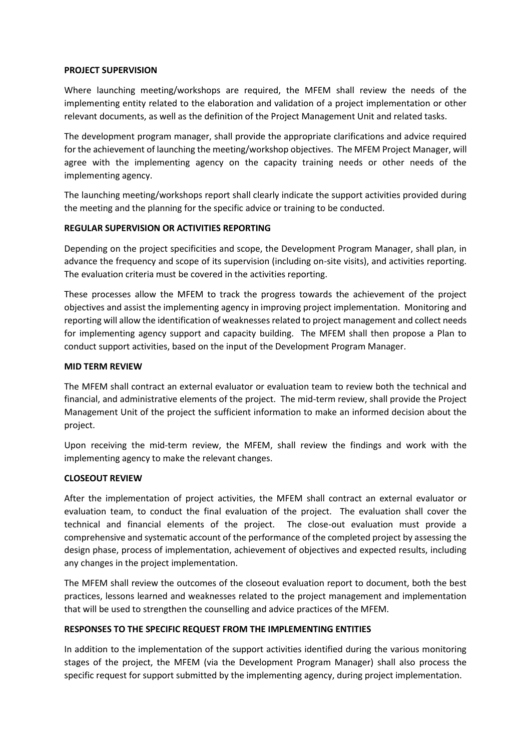**PROJECT SUPERVISION**

Where launching meeting/workshops are required, the MFEM shall review the needs of the implementing entity related to the elaboration and validation of a project implementation or other relevant documents, as well as the definition of the Project Management Unit and related tasks.

The development program manager, shall provide the appropriate clarifications and advice required for the achievement of launching the meeting/workshop objectives. The MFEM Project Manager, will agree with the implementing agency on the capacity training needs or other needs of the implementing agency.

The launching meeting/workshops report shall clearly indicate the support activities provided during the meeting and the planning for the specific advice or training to be conducted.

**REGULAR SUPERVISION OR ACTIVITIES REPORTING**

Depending on the project specificities and scope, the Development Program Manager, shall plan, in advance the frequency and scope of its supervision (including on-site visits), and activities reporting. The evaluation criteria must be covered in the activities reporting.

These processes allow the MFEM to track the progress towards the achievement of the project objectives and assist the implementing agency in improving project implementation. Monitoring and reporting will allow the identification of weaknesses related to project management and collect needs for implementing agency support and capacity building. The MFEM shall then propose a Plan to conduct support activities, based on the input of the Development Program Manager.

**MID TERM REVIEW**

The MFEM shall contract an external evaluator or evaluation team to review both the technical and financial, and administrative elements of the project. The mid-term review, shall provide the Project Management Unit of the project the sufficient information to make an informed decision about the project.

Upon receiving the mid-term review, the MFEM, shall review the findings and work with the implementing agency to make the relevant changes.

**CLOSEOUT REVIEW**

After the implementation of project activities, the MFEM shall contract an external evaluator or evaluation team, to conduct the final evaluation of the project. The evaluation shall cover the technical and financial elements of the project. The close-out evaluation must provide a comprehensive and systematic account of the performance of the completed project by assessing the design phase, process of implementation, achievement of objectives and expected results, including any changes in the project implementation.

The MFEM shall review the outcomes of the closeout evaluation report to document, both the best practices, lessons learned and weaknesses related to the project management and implementation that will be used to strengthen the counselling and advice practices of the MFEM.

**RESPONSES TO THE SPECIFIC REQUEST FROM THE IMPLEMENTING ENTITIES**

In addition to the implementation of the support activities identified during the various monitoring stages of the project, the MFEM (via the Development Program Manager) shall also process the specific request for support submitted by the implementing agency, during project implementation.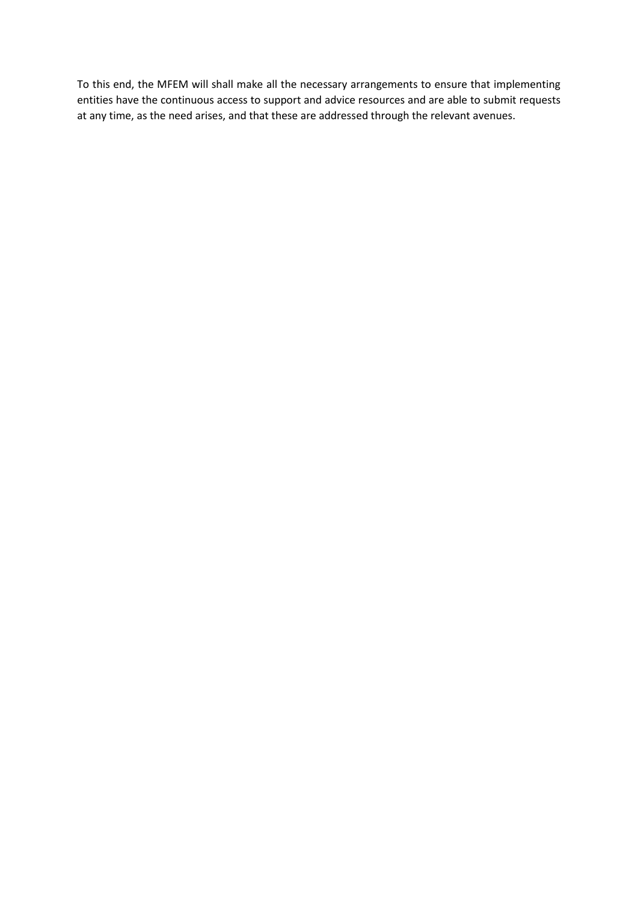To this end, the MFEM will shall make all the necessary arrangements to ensure that implementing entities have the continuous access to support and advice resources and are able to submit requests at any time, as the need arises, and that these are addressed through the relevant avenues.